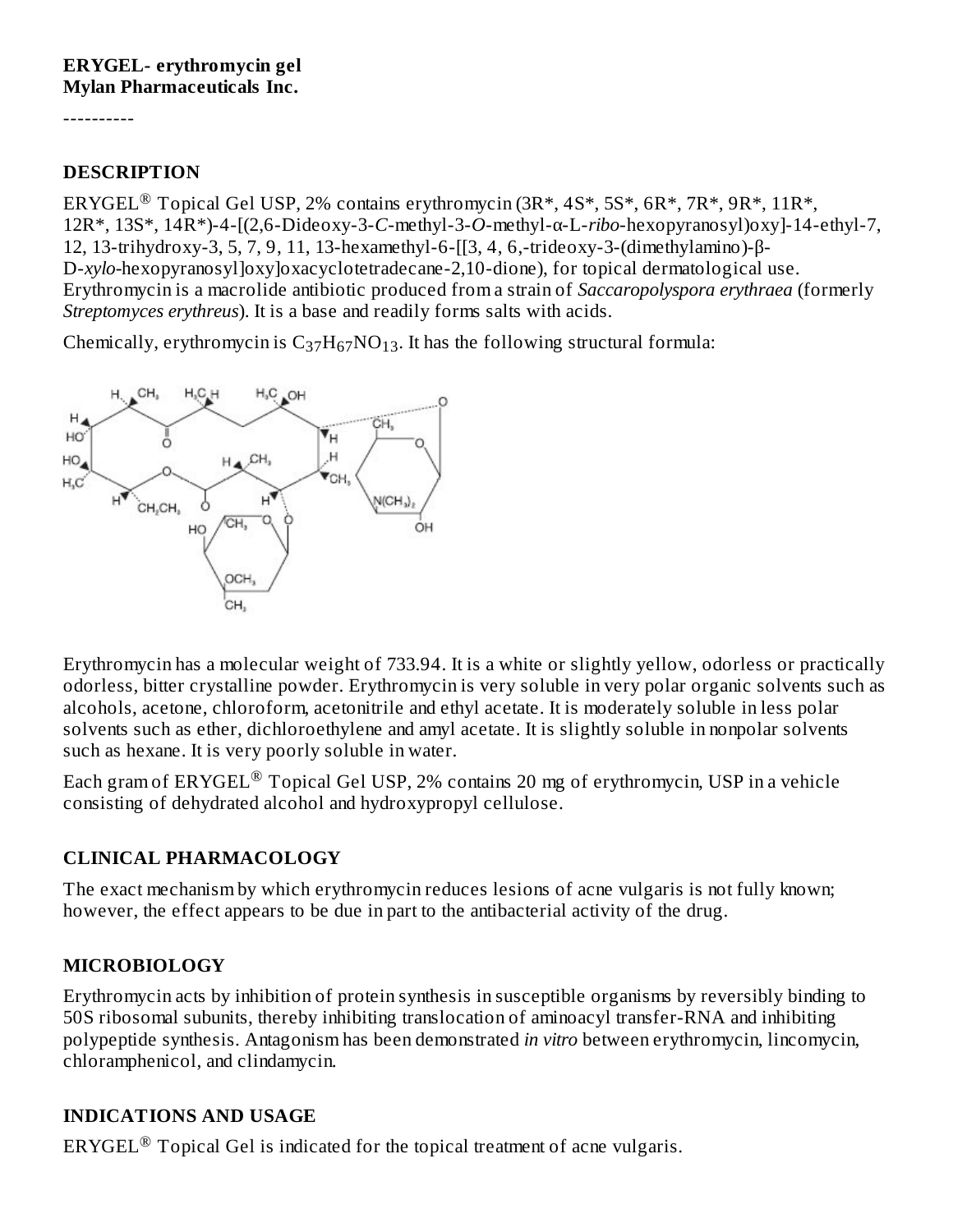**ERYGEL- erythromycin gel**
**Mylan Pharmaceuticals Inc.**

----------

## DESCRIPTION

ERYGEL® Topical Gel USP, 2% contains erythromycin (3R*, 4S*, 5S*, 6R*, 7R*, 9R*, 11R*, 12R*, 13S*, 14R*)-4-[(2,6-Dideoxy-3-*C*-methyl-3-*O*-methyl-α-L-*ribo*-hexopyranosyl)oxy]-14-ethyl-7, 12, 13-trihydroxy-3, 5, 7, 9, 11, 13-hexamethyl-6-[[3, 4, 6,-trideoxy-3-(dimethylamino)-β-D-*xylo*-hexopyranosyl]oxy]oxacyclotetradecane-2,10-dione), for topical dermatological use. Erythromycin is a macrolide antibiotic produced from a strain of *Saccaropolyspora erythraea* (formerly *Streptomyces erythreus*). It is a base and readily forms salts with acids.

Chemically, erythromycin is $C_{37}H_{67}NO_{13}$. It has the following structural formula:

Erythromycin has a molecular weight of 733.94. It is a white or slightly yellow, odorless or practically odorless, bitter crystalline powder. Erythromycin is very soluble in very polar organic solvents such as alcohols, acetone, chloroform, acetonitrile and ethyl acetate. It is moderately soluble in less polar solvents such as ether, dichloroethylene and amyl acetate. It is slightly soluble in nonpolar solvents such as hexane. It is very poorly soluble in water.

Each gram of ERYGEL® Topical Gel USP, 2% contains 20 mg of erythromycin, USP in a vehicle consisting of dehydrated alcohol and hydroxypropyl cellulose.

## CLINICAL PHARMACOLOGY

The exact mechanism by which erythromycin reduces lesions of acne vulgaris is not fully known; however, the effect appears to be due in part to the antibacterial activity of the drug.

## MICROBIOLOGY

Erythromycin acts by inhibition of protein synthesis in susceptible organisms by reversibly binding to 50S ribosomal subunits, thereby inhibiting translocation of aminoacyl transfer-RNA and inhibiting polypeptide synthesis. Antagonism has been demonstrated *in vitro* between erythromycin, lincomycin, chloramphenicol, and clindamycin.

## INDICATIONS AND USAGE

ERYGEL® Topical Gel is indicated for the topical treatment of acne vulgaris.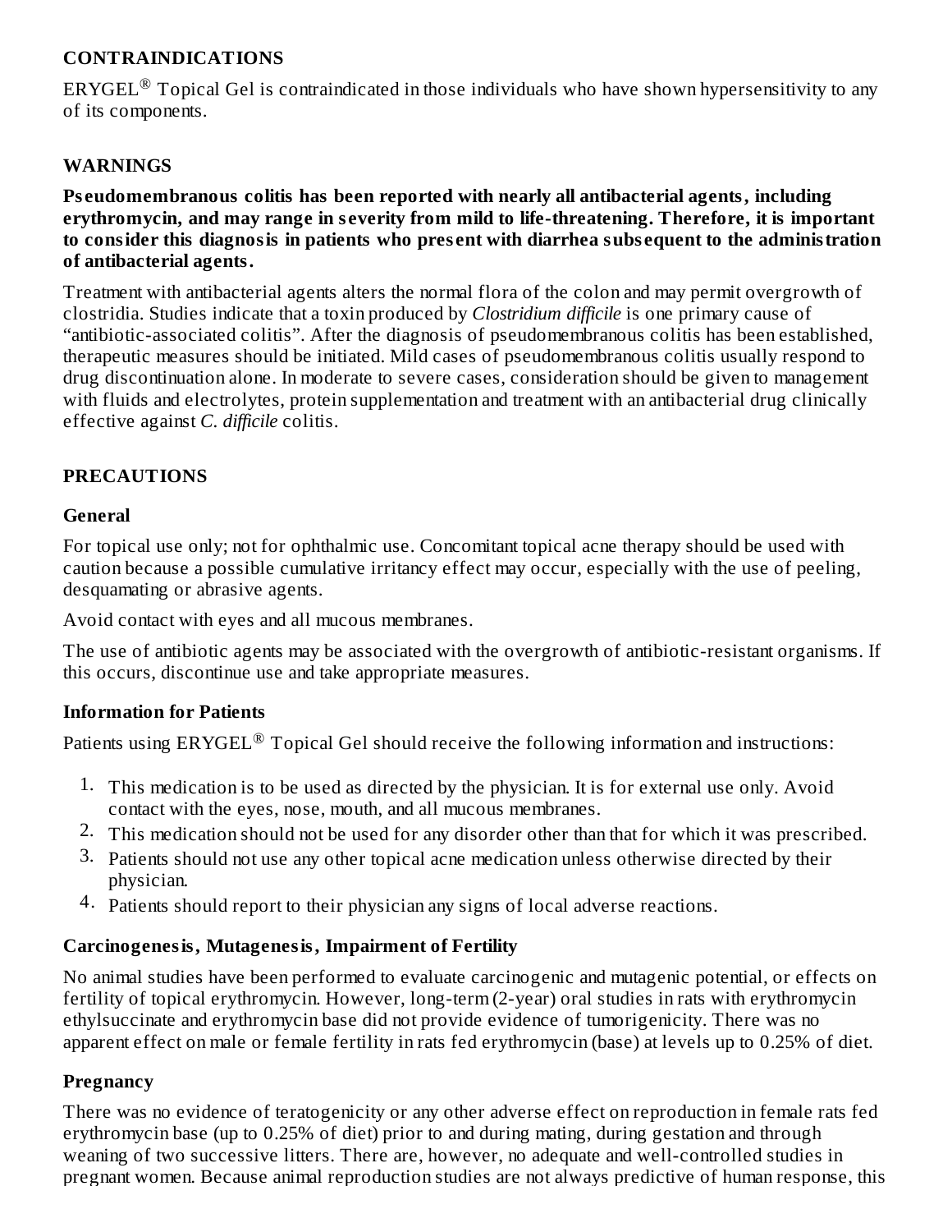## CONTRAINDICATIONS

ERYGEL® Topical Gel is contraindicated in those individuals who have shown hypersensitivity to any of its components.

## WARNINGS

**Pseudomembranous colitis has been reported with nearly all antibacterial agents, including erythromycin, and may range in severity from mild to life-threatening. Therefore, it is important to consider this diagnosis in patients who present with diarrhea subsequent to the administration of antibacterial agents.**

Treatment with antibacterial agents alters the normal flora of the colon and may permit overgrowth of clostridia. Studies indicate that a toxin produced by *Clostridium difficile* is one primary cause of "antibiotic-associated colitis". After the diagnosis of pseudomembranous colitis has been established, therapeutic measures should be initiated. Mild cases of pseudomembranous colitis usually respond to drug discontinuation alone. In moderate to severe cases, consideration should be given to management with fluids and electrolytes, protein supplementation and treatment with an antibacterial drug clinically effective against *C. difficile* colitis.

## PRECAUTIONS

### General

For topical use only; not for ophthalmic use. Concomitant topical acne therapy should be used with caution because a possible cumulative irritancy effect may occur, especially with the use of peeling, desquamating or abrasive agents.

Avoid contact with eyes and all mucous membranes.

The use of antibiotic agents may be associated with the overgrowth of antibiotic-resistant organisms. If this occurs, discontinue use and take appropriate measures.

### Information for Patients

Patients using ERYGEL® Topical Gel should receive the following information and instructions:

1. This medication is to be used as directed by the physician. It is for external use only. Avoid contact with the eyes, nose, mouth, and all mucous membranes.
2. This medication should not be used for any disorder other than that for which it was prescribed.
3. Patients should not use any other topical acne medication unless otherwise directed by their physician.
4. Patients should report to their physician any signs of local adverse reactions.

### Carcinogenesis, Mutagenesis, Impairment of Fertility

No animal studies have been performed to evaluate carcinogenic and mutagenic potential, or effects on fertility of topical erythromycin. However, long-term (2-year) oral studies in rats with erythromycin ethylsuccinate and erythromycin base did not provide evidence of tumorigenicity. There was no apparent effect on male or female fertility in rats fed erythromycin (base) at levels up to 0.25% of diet.

### Pregnancy

There was no evidence of teratogenicity or any other adverse effect on reproduction in female rats fed erythromycin base (up to 0.25% of diet) prior to and during mating, during gestation and through weaning of two successive litters. There are, however, no adequate and well-controlled studies in pregnant women. Because animal reproduction studies are not always predictive of human response, this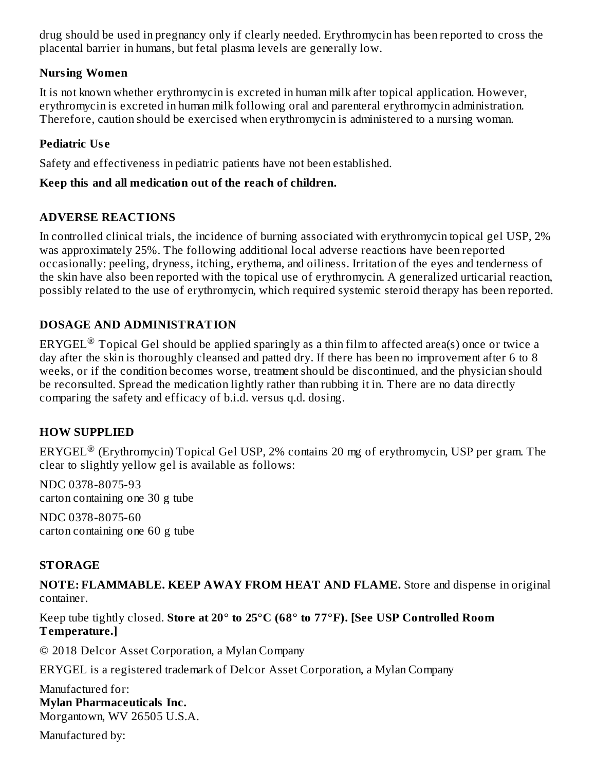drug should be used in pregnancy only if clearly needed. Erythromycin has been reported to cross the placental barrier in humans, but fetal plasma levels are generally low.

### Nursing Women

It is not known whether erythromycin is excreted in human milk after topical application. However, erythromycin is excreted in human milk following oral and parenteral erythromycin administration. Therefore, caution should be exercised when erythromycin is administered to a nursing woman.

### Pediatric Use

Safety and effectiveness in pediatric patients have not been established.

**Keep this and all medication out of the reach of children.**

## ADVERSE REACTIONS

In controlled clinical trials, the incidence of burning associated with erythromycin topical gel USP, 2% was approximately 25%. The following additional local adverse reactions have been reported occasionally: peeling, dryness, itching, erythema, and oiliness. Irritation of the eyes and tenderness of the skin have also been reported with the topical use of erythromycin. A generalized urticarial reaction, possibly related to the use of erythromycin, which required systemic steroid therapy has been reported.

## DOSAGE AND ADMINISTRATION

ERYGEL® Topical Gel should be applied sparingly as a thin film to affected area(s) once or twice a day after the skin is thoroughly cleansed and patted dry. If there has been no improvement after 6 to 8 weeks, or if the condition becomes worse, treatment should be discontinued, and the physician should be reconsulted. Spread the medication lightly rather than rubbing it in. There are no data directly comparing the safety and efficacy of b.i.d. versus q.d. dosing.

## HOW SUPPLIED

ERYGEL® (Erythromycin) Topical Gel USP, 2% contains 20 mg of erythromycin, USP per gram. The clear to slightly yellow gel is available as follows:

NDC 0378-8075-93
carton containing one 30 g tube

NDC 0378-8075-60
carton containing one 60 g tube

## STORAGE

**NOTE: FLAMMABLE. KEEP AWAY FROM HEAT AND FLAME.** Store and dispense in original container.

Keep tube tightly closed. **Store at 20° to 25°C (68° to 77°F). [See USP Controlled Room Temperature.]**

© 2018 Delcor Asset Corporation, a Mylan Company

ERYGEL is a registered trademark of Delcor Asset Corporation, a Mylan Company

Manufactured for:
**Mylan Pharmaceuticals Inc.**
Morgantown, WV 26505 U.S.A.

Manufactured by: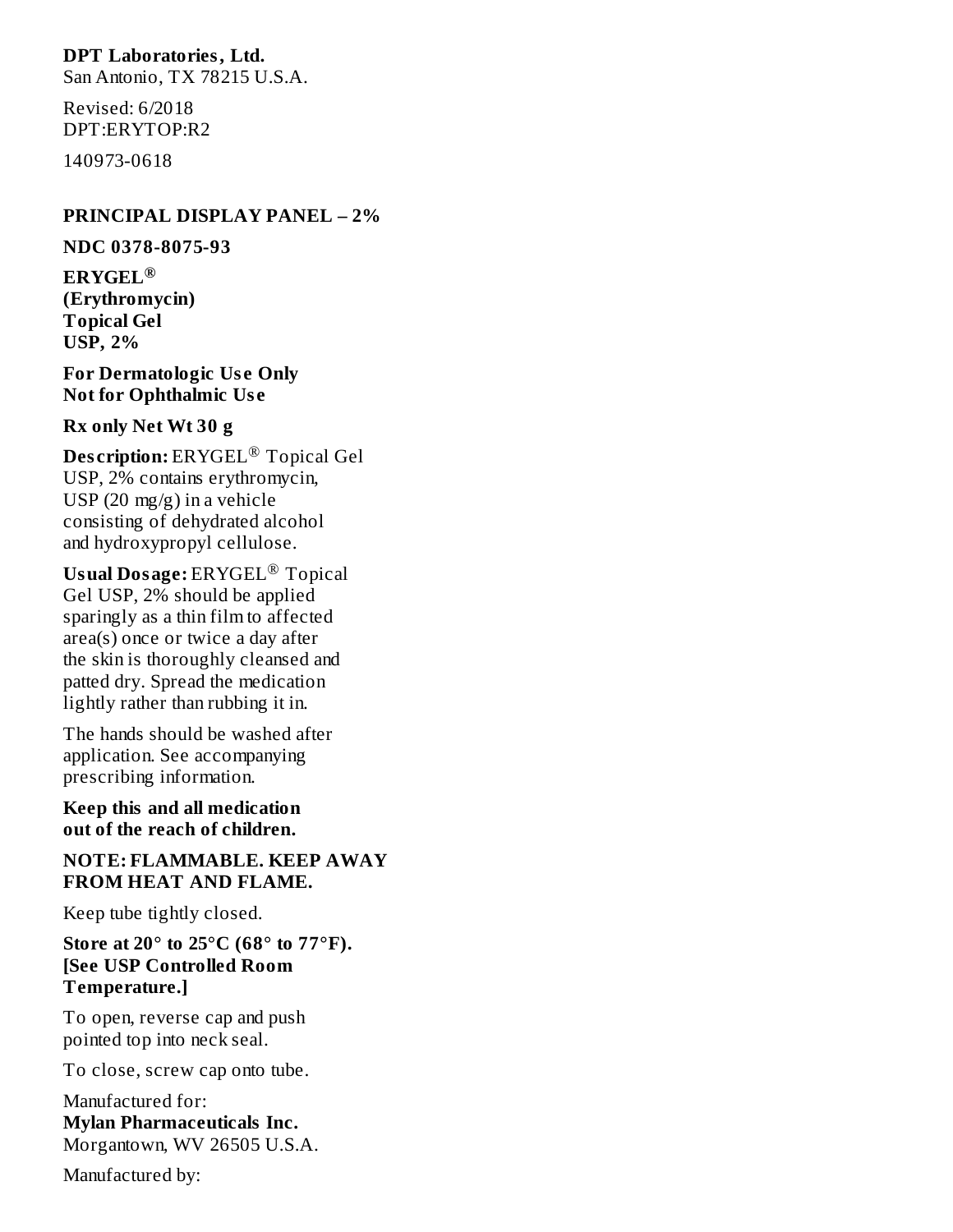**DPT Laboratories, Ltd.**
San Antonio, TX 78215 U.S.A.

Revised: 6/2018
DPT:ERYTOP:R2

140973-0618

## PRINCIPAL DISPLAY PANEL – 2%

**NDC 0378-8075-93**

**ERYGEL®**
**(Erythromycin)**
**Topical Gel**
**USP, 2%**

**For Dermatologic Use Only**
**Not for Ophthalmic Use**

**Rx only Net Wt 30 g**

**Description:** ERYGEL® Topical Gel USP, 2% contains erythromycin, USP (20 mg/g) in a vehicle consisting of dehydrated alcohol and hydroxypropyl cellulose.

**Usual Dosage:** ERYGEL® Topical Gel USP, 2% should be applied sparingly as a thin film to affected area(s) once or twice a day after the skin is thoroughly cleansed and patted dry. Spread the medication lightly rather than rubbing it in.

The hands should be washed after application. See accompanying prescribing information.

**Keep this and all medication out of the reach of children.**

**NOTE: FLAMMABLE. KEEP AWAY FROM HEAT AND FLAME.**

Keep tube tightly closed.

**Store at 20° to 25°C (68° to 77°F). [See USP Controlled Room Temperature.]**

To open, reverse cap and push pointed top into neck seal.

To close, screw cap onto tube.

Manufactured for:
**Mylan Pharmaceuticals Inc.**
Morgantown, WV 26505 U.S.A.

Manufactured by: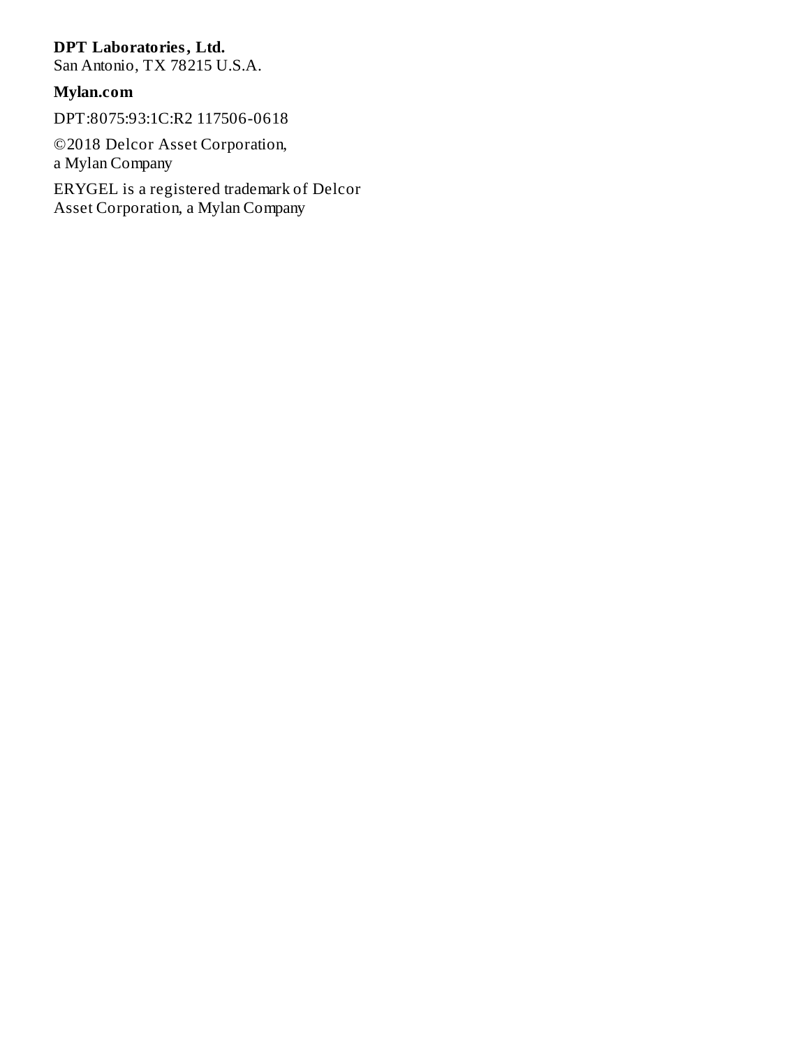**DPT Laboratories, Ltd.**
San Antonio, TX 78215 U.S.A.

**Mylan.com**

DPT:8075:93:1C:R2 117506-0618

©2018 Delcor Asset Corporation,
a Mylan Company

ERYGEL is a registered trademark of Delcor
Asset Corporation, a Mylan Company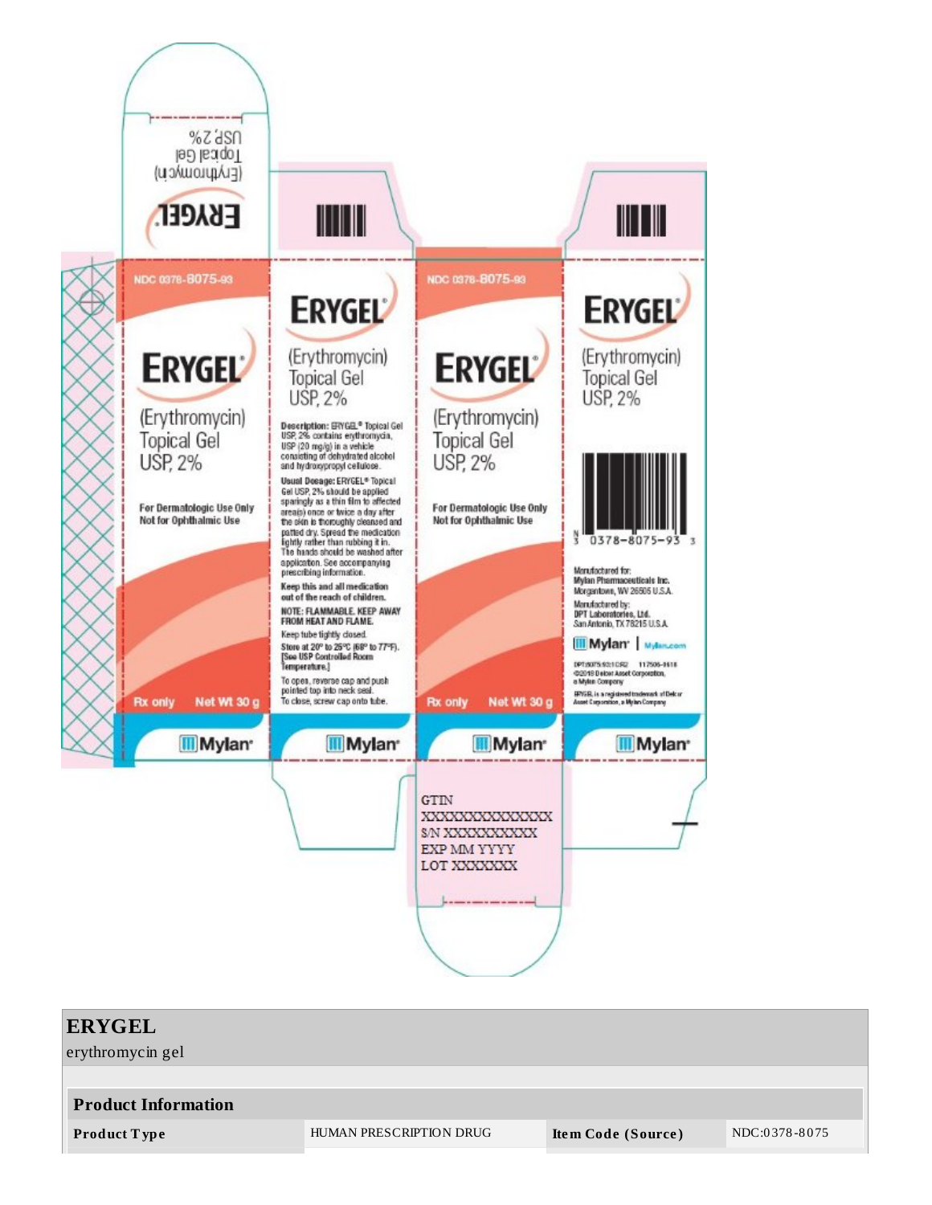NDC 0378-8075-93

**ERYGEL®**

(Erythromycin) Topical Gel USP, 2%

For Dermatologic Use Only
Not for Ophthalmic Use

Rx only    Net Wt 30 g

Mylan®

**ERYGEL®**

(Erythromycin) Topical Gel USP, 2%

**Description:** ERYGEL® Topical Gel USP, 2% contains erythromycin, USP (20 mg/g) in a vehicle consisting of dehydrated alcohol and hydroxypropyl cellulose.

**Usual Dosage:** ERYGEL® Topical Gel USP, 2% should be applied sparingly as a thin film to affected area(s) once or twice a day after the skin is thoroughly cleansed and patted dry. Spread the medication lightly rather than rubbing it in. The hands should be washed after application. See accompanying prescribing information.

**Keep this and all medication out of the reach of children.**

**NOTE: FLAMMABLE. KEEP AWAY FROM HEAT AND FLAME.**

Keep tube tightly closed.

**Store at 20° to 25°C (68° to 77°F). [See USP Controlled Room Temperature.]**

To open, reverse cap and push pointed tap into neck seal.
To close, screw cap onto tube.

Mylan®

NDC 0378-8075-93

**ERYGEL®**

(Erythromycin) Topical Gel USP, 2%

For Dermatologic Use Only
Not for Ophthalmic Use

Rx only    Net Wt 30 g

Mylan®

**ERYGEL®**

(Erythromycin) Topical Gel USP, 2%

N 3 0378-8075-93 3

Manufactured for:
Mylan Pharmaceuticals Inc.
Morgantown, WV 26505 U.S.A.

Manufactured by:
DPT Laboratories, Ltd.
San Antonio, TX 78215 U.S.A.

Mylan® | Mylan.com

DPT:8075:93:1C:R2    117506-0618
©2018 Delcor Asset Corporation, a Mylan Company

ERYGEL is a registered trademark of Delcor Asset Corporation, a Mylan Company

Mylan®

GTIN XXXXXXXXXXXXXX
S/N XXXXXXXXXX
EXP MM YYYY
LOT XXXXXXX

## ERYGEL

erythromycin gel

| **Product Information** | | | |
|---|---|---|---|
| **Product Type** | HUMAN PRESCRIPTION DRUG | **Item Code (Source)** | NDC:0378-8075 |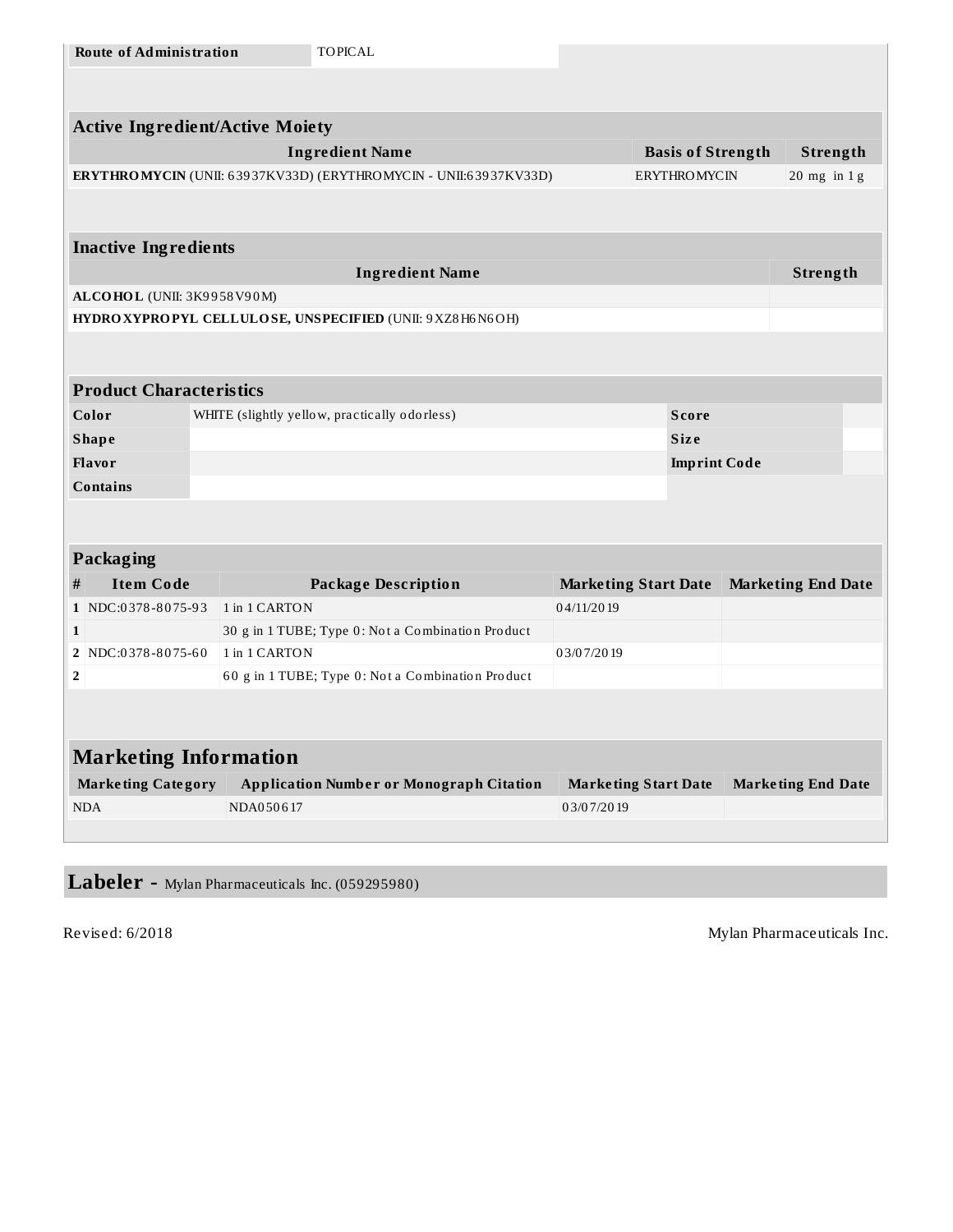| | |
|---|---|
| **Route of Administration** | TOPICAL |

## Active Ingredient/Active Moiety

| Ingredient Name | Basis of Strength | Strength |
|---|---|---|
| **ERYTHROMYCIN** (UNII: 63937KV33D) (ERYTHROMYCIN - UNII:63937KV33D) | ERYTHROMYCIN | 20 mg in 1 g |

## Inactive Ingredients

| Ingredient Name | Strength |
|---|---|
| **ALCOHOL** (UNII: 3K9958V90M) | |
| **HYDROXYPROPYL CELLULOSE, UNSPECIFIED** (UNII: 9XZ8H6N6OH) | |

## Product Characteristics

| | | | |
|---|---|---|---|
| **Color** | WHITE (slightly yellow, practically odorless) | **Score** | |
| **Shape** | | **Size** | |
| **Flavor** | | **Imprint Code** | |
| **Contains** | | | |

## Packaging

| # | Item Code | Package Description | Marketing Start Date | Marketing End Date |
|---|---|---|---|---|
| 1 | NDC:0378-8075-93 | 1 in 1 CARTON | 04/11/2019 | |
| 1 | | 30 g in 1 TUBE; Type 0: Not a Combination Product | | |
| 2 | NDC:0378-8075-60 | 1 in 1 CARTON | 03/07/2019 | |
| 2 | | 60 g in 1 TUBE; Type 0: Not a Combination Product | | |

## Marketing Information

| Marketing Category | Application Number or Monograph Citation | Marketing Start Date | Marketing End Date |
|---|---|---|---|
| NDA | NDA050617 | 03/07/2019 | |

## Labeler - Mylan Pharmaceuticals Inc. (059295980)

Revised: 6/2018

Mylan Pharmaceuticals Inc.